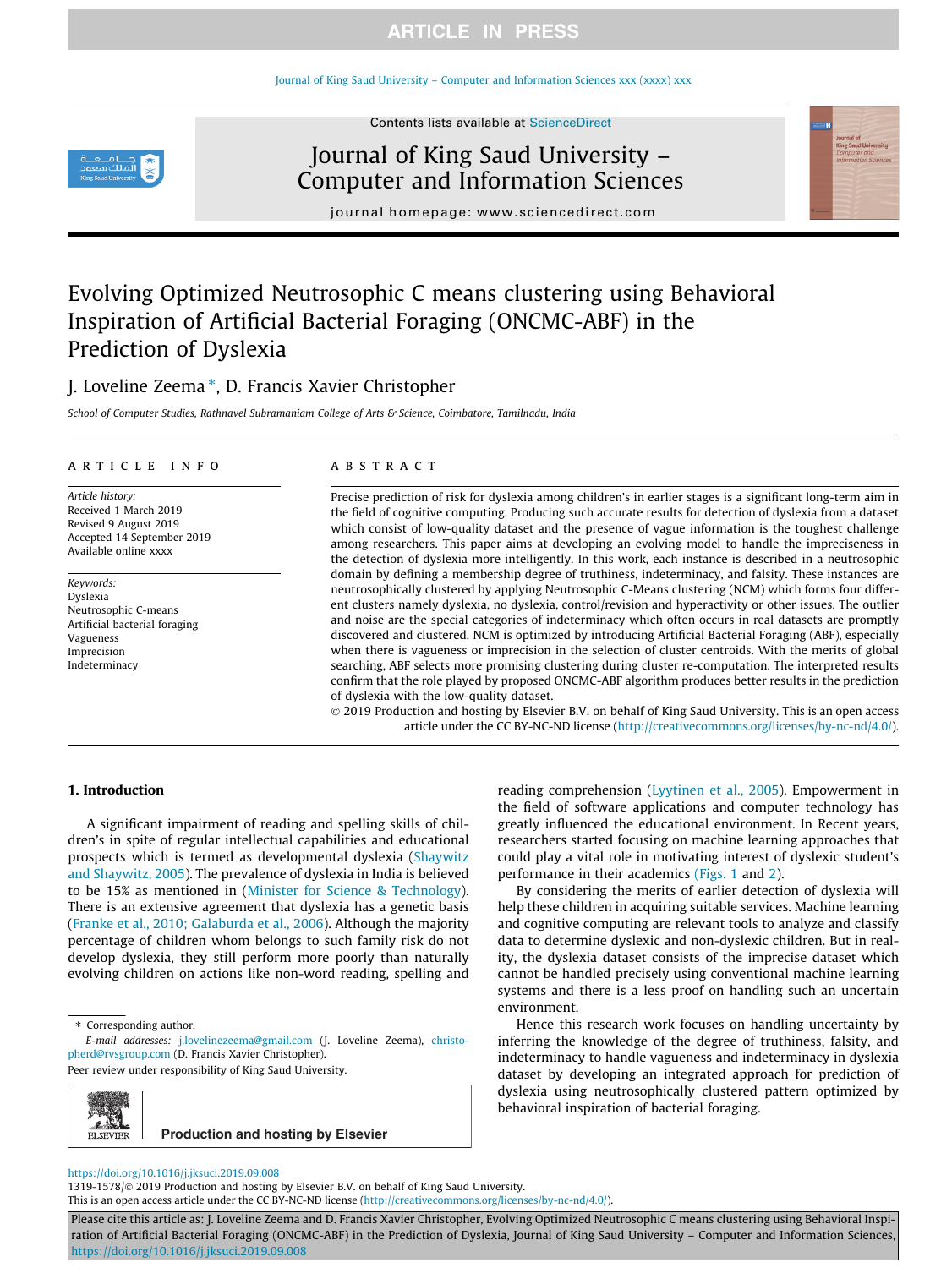# Evolving Optimized Neutrosophic C means clustering using Behavioral Inspiration of Artificial Bacterial Foraging (ONCMC-ABF) in the Prediction of Dyslexia

J. Loveline Zeema *, D. Francis Xavier Christopher

*School of Computer Studies, Rathnavel Subramaniam College of Arts & Science, Coimbatore, Tamilnadu, India*

## ARTICLE INFO

*Article history:*
Received 1 March 2019
Revised 9 August 2019
Accepted 14 September 2019
Available online xxxx

*Keywords:*
Dyslexia
Neutrosophic C-means
Artificial bacterial foraging
Vagueness
Imprecision
Indeterminacy

## ABSTRACT

Precise prediction of risk for dyslexia among children's in earlier stages is a significant long-term aim in the field of cognitive computing. Producing such accurate results for detection of dyslexia from a dataset which consist of low-quality dataset and the presence of vague information is the toughest challenge among researchers. This paper aims at developing an evolving model to handle the impreciseness in the detection of dyslexia more intelligently. In this work, each instance is described in a neutrosophic domain by defining a membership degree of truthiness, indeterminacy, and falsity. These instances are neutrosophically clustered by applying Neutrosophic C-Means clustering (NCM) which forms four different clusters namely dyslexia, no dyslexia, control/revision and hyperactivity or other issues. The outlier and noise are the special categories of indeterminacy which often occurs in real datasets are promptly discovered and clustered. NCM is optimized by introducing Artificial Bacterial Foraging (ABF), especially when there is vagueness or imprecision in the selection of cluster centroids. With the merits of global searching, ABF selects more promising clustering during cluster re-computation. The interpreted results confirm that the role played by proposed ONCMC-ABF algorithm produces better results in the prediction of dyslexia with the low-quality dataset.

© 2019 Production and hosting by Elsevier B.V. on behalf of King Saud University. This is an open access article under the CC BY-NC-ND license (http://creativecommons.org/licenses/by-nc-nd/4.0/).

## 1. Introduction

A significant impairment of reading and spelling skills of children's in spite of regular intellectual capabilities and educational prospects which is termed as developmental dyslexia (Shaywitz and Shaywitz, 2005). The prevalence of dyslexia in India is believed to be 15% as mentioned in (Minister for Science & Technology). There is an extensive agreement that dyslexia has a genetic basis (Franke et al., 2010; Galaburda et al., 2006). Although the majority percentage of children whom belongs to such family risk do not develop dyslexia, they still perform more poorly than naturally evolving children on actions like non-word reading, spelling and reading comprehension (Lyytinen et al., 2005). Empowerment in the field of software applications and computer technology has greatly influenced the educational environment. In Recent years, researchers started focusing on machine learning approaches that could play a vital role in motivating interest of dyslexic student's performance in their academics (Figs. 1 and 2).

By considering the merits of earlier detection of dyslexia will help these children in acquiring suitable services. Machine learning and cognitive computing are relevant tools to analyze and classify data to determine dyslexic and non-dyslexic children. But in reality, the dyslexia dataset consists of the imprecise dataset which cannot be handled precisely using conventional machine learning systems and there is a less proof on handling such an uncertain environment.

Hence this research work focuses on handling uncertainty by inferring the knowledge of the degree of truthiness, falsity, and indeterminacy to handle vagueness and indeterminacy in dyslexia dataset by developing an integrated approach for prediction of dyslexia using neutrosophically clustered pattern optimized by behavioral inspiration of bacterial foraging.

* Corresponding author.
*E-mail addresses:* j.lovelinezeema@gmail.com (J. Loveline Zeema), christopherd@rvsgroup.com (D. Francis Xavier Christopher).

Peer review under responsibility of King Saud University.

Production and hosting by Elsevier

https://doi.org/10.1016/j.jksuci.2019.09.008
1319-1578/© 2019 Production and hosting by Elsevier B.V. on behalf of King Saud University.
This is an open access article under the CC BY-NC-ND license (http://creativecommons.org/licenses/by-nc-nd/4.0/).

Please cite this article as: J. Loveline Zeema and D. Francis Xavier Christopher, Evolving Optimized Neutrosophic C means clustering using Behavioral Inspiration of Artificial Bacterial Foraging (ONCMC-ABF) in the Prediction of Dyslexia, Journal of King Saud University – Computer and Information Sciences, https://doi.org/10.1016/j.jksuci.2019.09.008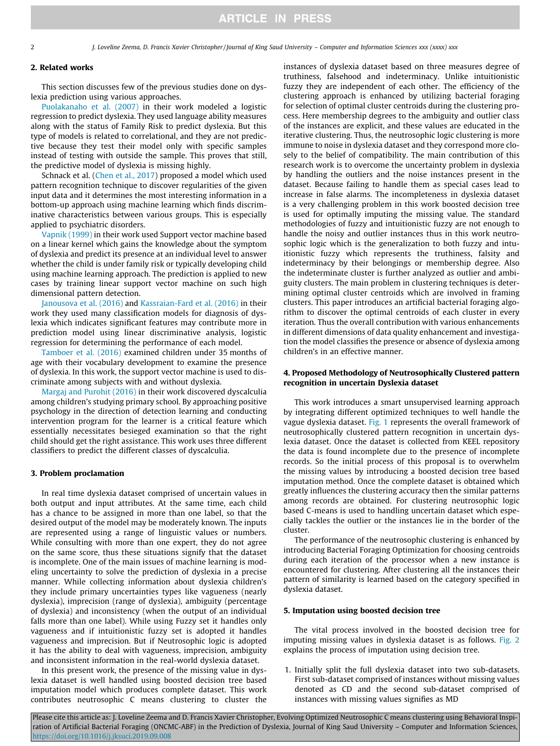## 2. Related works

This section discusses few of the previous studies done on dyslexia prediction using various approaches.

Puolakanaho et al. (2007) in their work modeled a logistic regression to predict dyslexia. They used language ability measures along with the status of Family Risk to predict dyslexia. But this type of models is related to correlational, and they are not predictive because they test their model only with specific samples instead of testing with outside the sample. This proves that still, the predictive model of dyslexia is missing highly.

Schnack et al. (Chen et al., 2017) proposed a model which used pattern recognition technique to discover regularities of the given input data and it determines the most interesting information in a bottom-up approach using machine learning which finds discriminative characteristics between various groups. This is especially applied to psychiatric disorders.

Vapnik (1999) in their work used Support vector machine based on a linear kernel which gains the knowledge about the symptom of dyslexia and predict its presence at an individual level to answer whether the child is under family risk or typically developing child using machine learning approach. The prediction is applied to new cases by training linear support vector machine on such high dimensional pattern detection.

Janousova et al. (2016) and Kassraian-Fard et al. (2016) in their work they used many classification models for diagnosis of dyslexia which indicates significant features may contribute more in prediction model using linear discriminative analysis, logistic regression for determining the performance of each model.

Tamboer et al. (2016) examined children under 35 months of age with their vocabulary development to examine the presence of dyslexia. In this work, the support vector machine is used to discriminate among subjects with and without dyslexia.

Margaj and Purohit (2016) in their work discovered dyscalculia among children's studying primary school. By approaching positive psychology in the direction of detection learning and conducting intervention program for the learner is a critical feature which essentially necessitates besieged examination so that the right child should get the right assistance. This work uses three different classifiers to predict the different classes of dyscalculia.

## 3. Problem proclamation

In real time dyslexia dataset comprised of uncertain values in both output and input attributes. At the same time, each child has a chance to be assigned in more than one label, so that the desired output of the model may be moderately known. The inputs are represented using a range of linguistic values or numbers. While consulting with more than one expert, they do not agree on the same score, thus these situations signify that the dataset is incomplete. One of the main issues of machine learning is modeling uncertainty to solve the prediction of dyslexia in a precise manner. While collecting information about dyslexia children's they include primary uncertainties types like vagueness (nearly dyslexia), imprecision (range of dyslexia), ambiguity (percentage of dyslexia) and inconsistency (when the output of an individual falls more than one label). While using Fuzzy set it handles only vagueness and if intuitionistic fuzzy set is adopted it handles vagueness and imprecision. But if Neutrosophic logic is adopted it has the ability to deal with vagueness, imprecision, ambiguity and inconsistent information in the real-world dyslexia dataset.

In this present work, the presence of the missing value in dyslexia dataset is well handled using boosted decision tree based imputation model which produces complete dataset. This work contributes neutrosophic C means clustering to cluster the instances of dyslexia dataset based on three measures degree of truthiness, falsehood and indeterminacy. Unlike intuitionistic fuzzy they are independent of each other. The efficiency of the clustering approach is enhanced by utilizing bacterial foraging for selection of optimal cluster centroids during the clustering process. Here membership degrees to the ambiguity and outlier class of the instances are explicit, and these values are educated in the iterative clustering. Thus, the neutrosophic logic clustering is more immune to noise in dyslexia dataset and they correspond more closely to the belief of compatibility. The main contribution of this research work is to overcome the uncertainty problem in dyslexia by handling the outliers and the noise instances present in the dataset. Because failing to handle them as special cases lead to increase in false alarms. The incompleteness in dyslexia dataset is a very challenging problem in this work boosted decision tree is used for optimally imputing the missing value. The standard methodologies of fuzzy and intuitionistic fuzzy are not enough to handle the noisy and outlier instances thus in this work neutrosophic logic which is the generalization to both fuzzy and intuitionistic fuzzy which represents the truthiness, falsity and indeterminacy by their belongings or membership degree. Also the indeterminate cluster is further analyzed as outlier and ambiguity clusters. The main problem in clustering techniques is determining optimal cluster centroids which are involved in framing clusters. This paper introduces an artificial bacterial foraging algorithm to discover the optimal centroids of each cluster in every iteration. Thus the overall contribution with various enhancements in different dimensions of data quality enhancement and investigation the model classifies the presence or absence of dyslexia among children's in an effective manner.

## 4. Proposed Methodology of Neutrosophically Clustered pattern recognition in uncertain Dyslexia dataset

This work introduces a smart unsupervised learning approach by integrating different optimized techniques to well handle the vague dyslexia dataset. Fig. 1 represents the overall framework of neutrosophically clustered pattern recognition in uncertain dyslexia dataset. Once the dataset is collected from KEEL repository the data is found incomplete due to the presence of incomplete records. So the initial process of this proposal is to overwhelm the missing values by introducing a boosted decision tree based imputation method. Once the complete dataset is obtained which greatly influences the clustering accuracy then the similar patterns among records are obtained. For clustering neutrosophic logic based C-means is used to handling uncertain dataset which especially tackles the outlier or the instances lie in the border of the cluster.

The performance of the neutrosophic clustering is enhanced by introducing Bacterial Foraging Optimization for choosing centroids during each iteration of the processor when a new instance is encountered for clustering. After clustering all the instances their pattern of similarity is learned based on the category specified in dyslexia dataset.

## 5. Imputation using boosted decision tree

The vital process involved in the boosted decision tree for imputing missing values in dyslexia dataset is as follows. Fig. 2 explains the process of imputation using decision tree.

1. Initially split the full dyslexia dataset into two sub-datasets. First sub-dataset comprised of instances without missing values denoted as CD and the second sub-dataset comprised of instances with missing values signifies as MD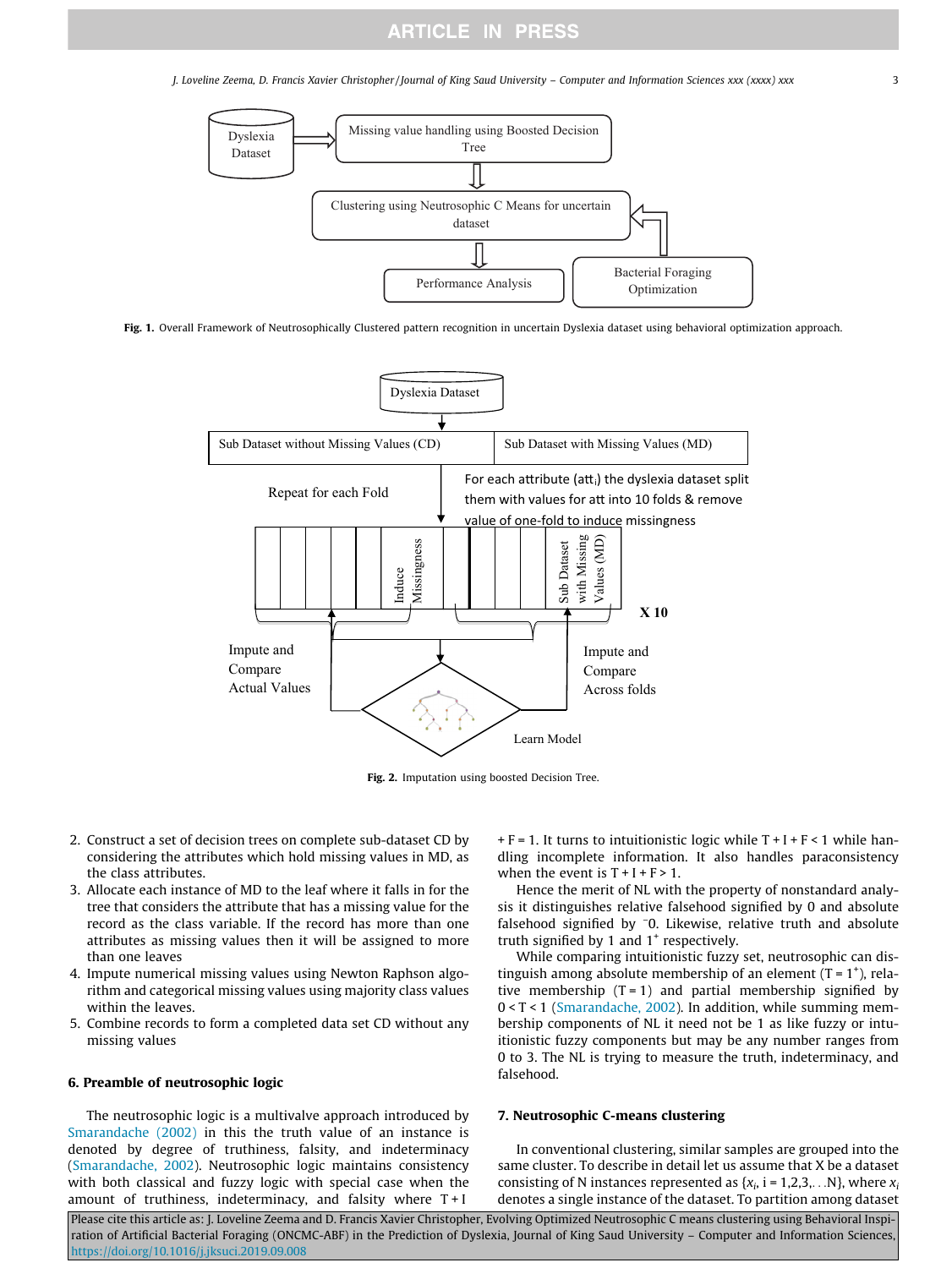**Fig. 1.** Overall Framework of Neutrosophically Clustered pattern recognition in uncertain Dyslexia dataset using behavioral optimization approach.

**Fig. 2.** Imputation using boosted Decision Tree.

2. Construct a set of decision trees on complete sub-dataset CD by considering the attributes which hold missing values in MD, as the class attributes.
3. Allocate each instance of MD to the leaf where it falls in for the tree that considers the attribute that has a missing value for the record as the class variable. If the record has more than one attributes as missing values then it will be assigned to more than one leaves
4. Impute numerical missing values using Newton Raphson algorithm and categorical missing values using majority class values within the leaves.
5. Combine records to form a completed data set CD without any missing values

## 6. Preamble of neutrosophic logic

The neutrosophic logic is a multivalve approach introduced by Smarandache (2002) in this the truth value of an instance is denoted by degree of truthiness, falsity, and indeterminacy (Smarandache, 2002). Neutrosophic logic maintains consistency with both classical and fuzzy logic with special case when the amount of truthiness, indeterminacy, and falsity where $T + I + F = 1$. It turns to intuitionistic logic while $T + I + F < 1$ while handling incomplete information. It also handles paraconsistency when the event is $T + I + F > 1$.

Hence the merit of NL with the property of nonstandard analysis it distinguishes relative falsehood signified by 0 and absolute falsehood signified by $^{-}0$. Likewise, relative truth and absolute truth signified by 1 and $1^{+}$ respectively.

While comparing intuitionistic fuzzy set, neutrosophic can distinguish among absolute membership of an element ($T = 1^{+}$), relative membership ($T = 1$) and partial membership signified by $0 < T < 1$ (Smarandache, 2002). In addition, while summing membership components of NL it need not be 1 as like fuzzy or intuitionistic fuzzy components but may be any number ranges from 0 to 3. The NL is trying to measure the truth, indeterminacy, and falsehood.

## 7. Neutrosophic C-means clustering

In conventional clustering, similar samples are grouped into the same cluster. To describe in detail let us assume that X be a dataset consisting of N instances represented as $\{x_i, i = 1,2,3,\ldots N\}$, where $x_i$ denotes a single instance of the dataset. To partition among dataset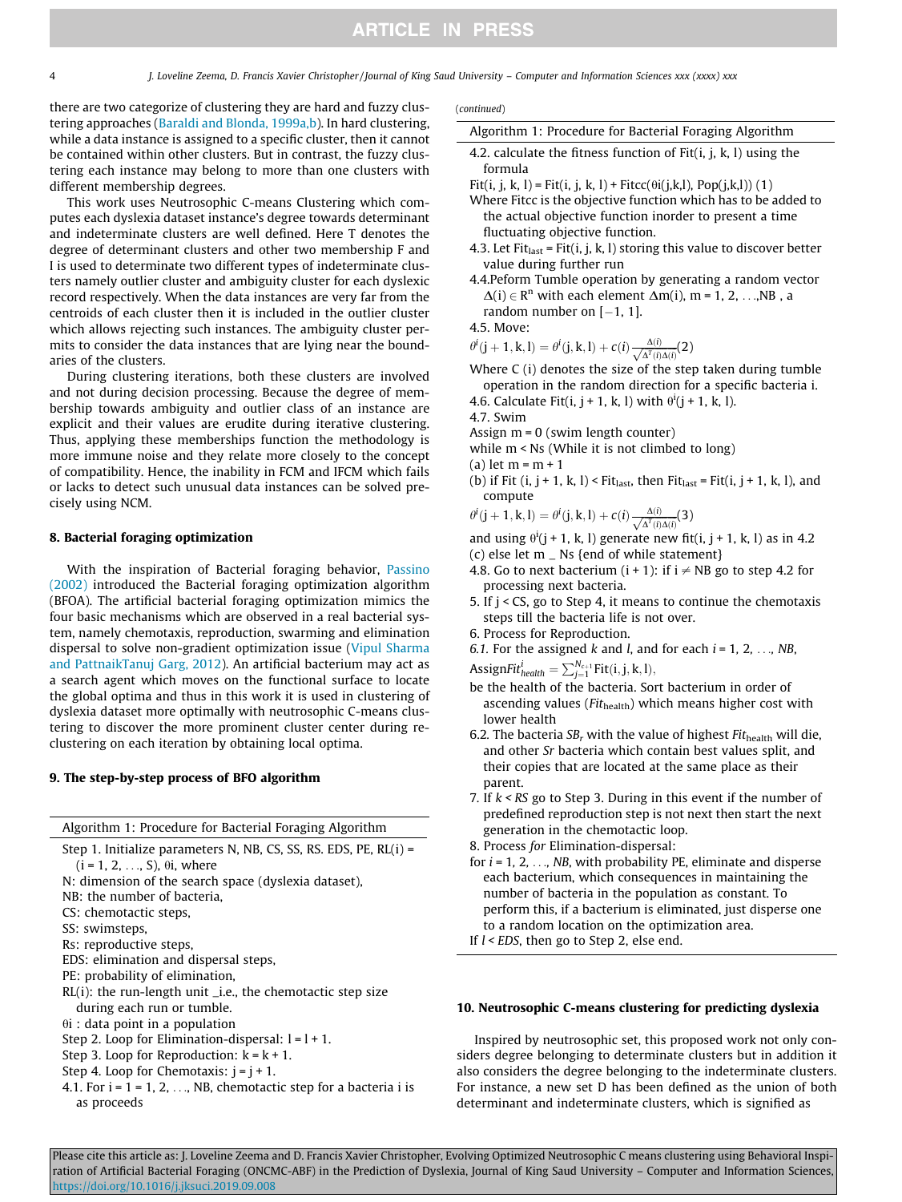there are two categorize of clustering they are hard and fuzzy clustering approaches (Baraldi and Blonda, 1999a,b). In hard clustering, while a data instance is assigned to a specific cluster, then it cannot be contained within other clusters. But in contrast, the fuzzy clustering each instance may belong to more than one clusters with different membership degrees.

This work uses Neutrosophic C-means Clustering which computes each dyslexia dataset instance's degree towards determinant and indeterminate clusters are well defined. Here T denotes the degree of determinant clusters and other two membership F and I is used to determinate two different types of indeterminate clusters namely outlier cluster and ambiguity cluster for each dyslexic record respectively. When the data instances are very far from the centroids of each cluster then it is included in the outlier cluster which allows rejecting such instances. The ambiguity cluster permits to consider the data instances that are lying near the boundaries of the clusters.

During clustering iterations, both these clusters are involved and not during decision processing. Because the degree of membership towards ambiguity and outlier class of an instance are explicit and their values are erudite during iterative clustering. Thus, applying these memberships function the methodology is more immune noise and they relate more closely to the concept of compatibility. Hence, the inability in FCM and IFCM which fails or lacks to detect such unusual data instances can be solved precisely using NCM.

## 8. Bacterial foraging optimization

With the inspiration of Bacterial foraging behavior, Passino (2002) introduced the Bacterial foraging optimization algorithm (BFOA). The artificial bacterial foraging optimization mimics the four basic mechanisms which are observed in a real bacterial system, namely chemotaxis, reproduction, swarming and elimination dispersal to solve non-gradient optimization issue (Vipul Sharma and PattnaikTanuj Garg, 2012). An artificial bacterium may act as a search agent which moves on the functional surface to locate the global optima and thus in this work it is used in clustering of dyslexia dataset more optimally with neutrosophic C-means clustering to discover the more prominent cluster center during re-clustering on each iteration by obtaining local optima.

## 9. The step-by-step process of BFO algorithm

**Algorithm 1: Procedure for Bacterial Foraging Algorithm**

Step 1. Initialize parameters N, NB, CS, SS, RS. EDS, PE, RL(i) = (i = 1, 2, …, S), θi, where
N: dimension of the search space (dyslexia dataset),
NB: the number of bacteria,
CS: chemotactic steps,
SS: swimsteps,
Rs: reproductive steps,
EDS: elimination and dispersal steps,
PE: probability of elimination,
RL(i): the run-length unit _i.e., the chemotactic step size during each run or tumble.
θi : data point in a population
Step 2. Loop for Elimination-dispersal: l = l + 1.
Step 3. Loop for Reproduction: k = k + 1.
Step 4. Loop for Chemotaxis: j = j + 1.
4.1. For i = 1 = 1, 2, …, NB, chemotactic step for a bacteria i is as proceeds

*(continued)*

**Algorithm 1: Procedure for Bacterial Foraging Algorithm**

4.2. calculate the fitness function of Fit(i, j, k, l) using the formula
Fit(i, j, k, l) = Fit(i, j, k, l) + Fitcc(θi(j,k,l), Pop(j,k,l)) (1)
Where Fitcc is the objective function which has to be added to the actual objective function inorder to present a time fluctuating objective function.
4.3. Let $Fit_{last}$ = Fit(i, j, k, l) storing this value to discover better value during further run
4.4.Peform Tumble operation by generating a random vector $\Delta(i) \in R^n$ with each element $\Delta m(i)$, m = 1, 2, …,NB , a random number on [−1, 1].
4.5. Move:
$\theta^i(j+1,k,l) = \theta^i(j,k,l) + c(i)\frac{\Delta(i)}{\sqrt{\Delta^T(i)\Delta(i)}}$(2)
Where C (i) denotes the size of the step taken during tumble operation in the random direction for a specific bacteria i.
4.6. Calculate Fit(i, j + 1, k, l) with $\theta^i(j+1,k,l)$.
4.7. Swim
Assign m = 0 (swim length counter)
while m < Ns (While it is not climbed to long)
(a) let m = m + 1
(b) if Fit (i, j + 1, k, l) < $Fit_{last}$, then $Fit_{last}$ = Fit(i, j + 1, k, l), and compute
$\theta^i(j+1,k,l) = \theta^i(j,k,l) + c(i)\frac{\Delta(i)}{\sqrt{\Delta^T(i)\Delta(i)}}$(3)
and using $\theta^i(j+1,k,l)$ generate new fit(i, j + 1, k, l) as in 4.2
(c) else let m _ Ns {end of while statement}
4.8. Go to next bacterium (i + 1): if i ≠ NB go to step 4.2 for processing next bacteria.
5. If j < CS, go to Step 4, it means to continue the chemotaxis steps till the bacteria life is not over.
6. Process for Reproduction.
*6.1.* For the assigned *k* and *l*, and for each *i* = 1, 2, …, *NB*,
Assign$Fit^i_{health} = \sum_{j=1}^{N_{c+1}} \text{Fit}(i,j,k,l)$,
be the health of the bacteria. Sort bacterium in order of ascending values ($Fit_{health}$) which means higher cost with lower health
6.2. The bacteria $SB_r$ with the value of highest $Fit_{health}$ will die, and other *Sr* bacteria which contain best values split, and their copies that are located at the same place as their parent.
7. If *k* < *RS* go to Step 3. During in this event if the number of predefined reproduction step is not next then start the next generation in the chemotactic loop.
8. Process *for* Elimination-dispersal:
for *i* = 1, 2, …, *NB*, with probability PE, eliminate and disperse each bacterium, which consequences in maintaining the number of bacteria in the population as constant. To perform this, if a bacterium is eliminated, just disperse one to a random location on the optimization area.
If *l* < *EDS*, then go to Step 2, else end.

## 10. Neutrosophic C-means clustering for predicting dyslexia

Inspired by neutrosophic set, this proposed work not only considers degree belonging to determinate clusters but in addition it also considers the degree belonging to the indeterminate clusters. For instance, a new set D has been defined as the union of both determinant and indeterminate clusters, which is signified as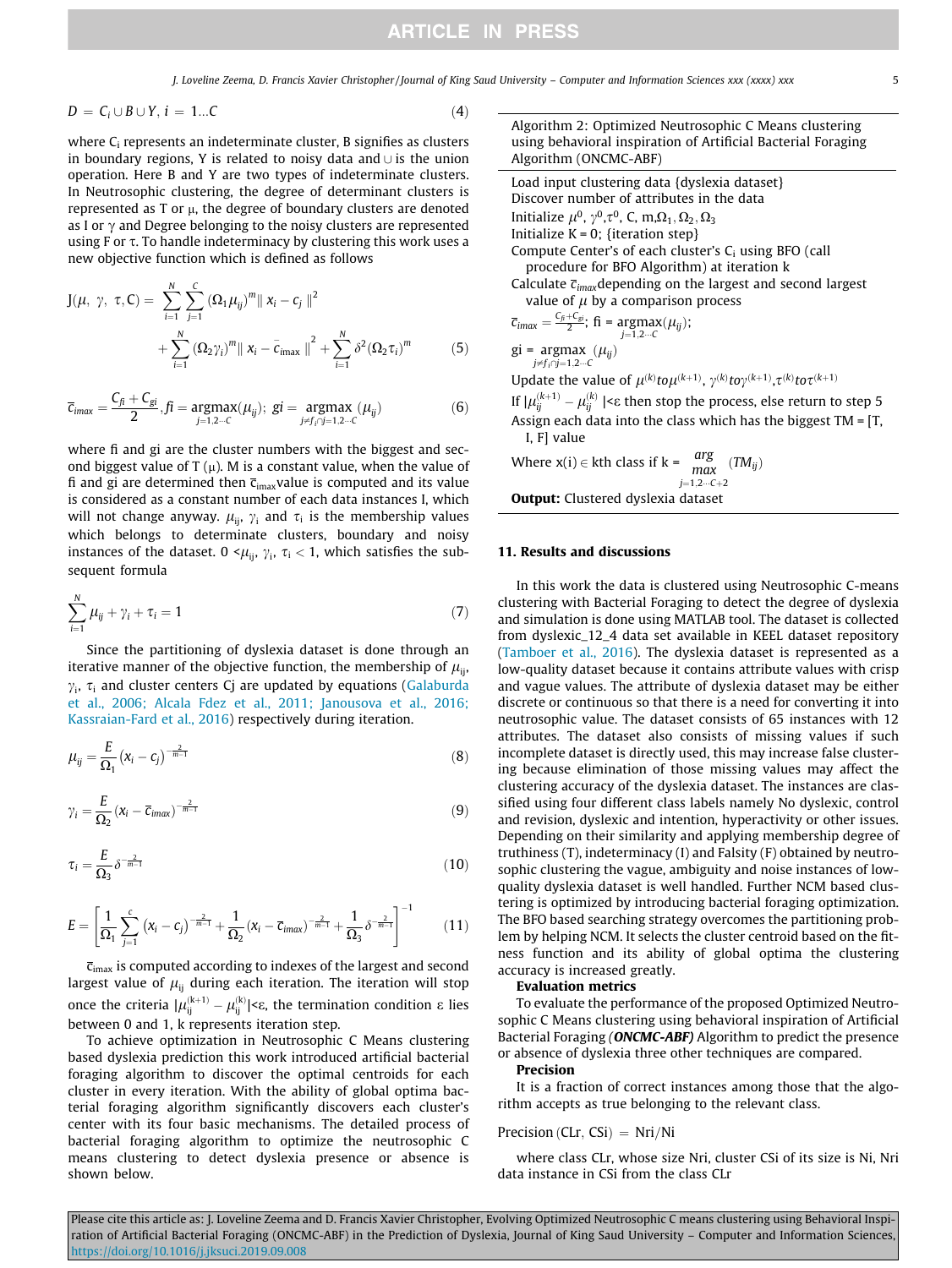$$D = C_i \cup B \cup Y, \; i = 1 \ldots C \tag{4}$$

where $C_i$ represents an indeterminate cluster, B signifies as clusters in boundary regions, Y is related to noisy data and $\cup$ is the union operation. Here B and Y are two types of indeterminate clusters. In Neutrosophic clustering, the degree of determinant clusters is represented as T or $\mu$, the degree of boundary clusters are denoted as I or $\gamma$ and Degree belonging to the noisy clusters are represented using F or $\tau$. To handle indeterminacy by clustering this work uses a new objective function which is defined as follows

$$J(\mu, \; \gamma, \; \tau, C) = \sum_{i=1}^{N}\sum_{j=1}^{C}(\Omega_1\mu_{ij})^m \| x_i - c_j \|^2 + \sum_{i=1}^{N}(\Omega_2\gamma_i)^m \| x_i - \bar{c}_{imax} \|^2 + \sum_{i=1}^{N}\delta^2(\Omega_2\tau_i)^m \tag{5}$$

$$\bar{c}_{imax} = \frac{C_{fi} + C_{gi}}{2}, fi = \underset{j=1,2\cdots C}{\operatorname{argmax}}(\mu_{ij}); \; gi = \underset{j \neq f_i \cap j=1,2\cdots C}{\operatorname{argmax}}(\mu_{ij}) \tag{6}$$

where fi and gi are the cluster numbers with the biggest and second biggest value of T ($\mu$). M is a constant value, when the value of fi and gi are determined then $\bar{c}_{imax}$ value is computed and its value is considered as a constant number of each data instances I, which will not change anyway. $\mu_{ij}$, $\gamma_i$ and $\tau_i$ is the membership values which belongs to determinate clusters, boundary and noisy instances of the dataset. $0 < \mu_{ij}, \gamma_i, \tau_i < 1$, which satisfies the subsequent formula

$$\sum_{i=1}^{N}\mu_{ij} + \gamma_i + \tau_i = 1 \tag{7}$$

Since the partitioning of dyslexia dataset is done through an iterative manner of the objective function, the membership of $\mu_{ij}$, $\gamma_i$, $\tau_i$ and cluster centers Cj are updated by equations (Galaburda et al., 2006; Alcala Fdez et al., 2011; Janousova et al., 2016; Kassraian-Fard et al., 2016) respectively during iteration.

$$\mu_{ij} = \frac{E}{\Omega_1}(x_i - c_j)^{-\frac{2}{m-1}} \tag{8}$$

$$\gamma_i = \frac{E}{\Omega_2}(x_i - \bar{c}_{imax})^{-\frac{2}{m-1}} \tag{9}$$

$$\tau_i = \frac{E}{\Omega_3}\delta^{-\frac{2}{m-1}} \tag{10}$$

$$E = \left[\frac{1}{\Omega_1}\sum_{j=1}^{c}(x_i - c_j)^{-\frac{2}{m-1}} + \frac{1}{\Omega_2}(x_i - \bar{c}_{imax})^{-\frac{2}{m-1}} + \frac{1}{\Omega_3}\delta^{-\frac{2}{m-1}}\right]^{-1} \tag{11}$$

$\bar{c}_{imax}$ is computed according to indexes of the largest and second largest value of $\mu_{ij}$ during each iteration. The iteration will stop once the criteria $|\mu_{ij}^{(k+1)} - \mu_{ij}^{(k)}| < \varepsilon$, the termination condition $\varepsilon$ lies between 0 and 1, k represents iteration step.

To achieve optimization in Neutrosophic C Means clustering based dyslexia prediction this work introduced artificial bacterial foraging algorithm to discover the optimal centroids for each cluster in every iteration. With the ability of global optima bacterial foraging algorithm significantly discovers each cluster's center with its four basic mechanisms. The detailed process of bacterial foraging algorithm to optimize the neutrosophic C means clustering to detect dyslexia presence or absence is shown below.

---

Algorithm 2: Optimized Neutrosophic C Means clustering using behavioral inspiration of Artificial Bacterial Foraging Algorithm (ONCMC-ABF)

---

Load input clustering data {dyslexia dataset}
Discover number of attributes in the data
Initialize $\mu^0$, $\gamma^0$, $\tau^0$, C, m, $\Omega_1$, $\Omega_2$, $\Omega_3$
Initialize K = 0; {iteration step}
Compute Center's of each cluster's $C_i$ using BFO (call procedure for BFO Algorithm) at iteration k
Calculate $\bar{c}_{imax}$ depending on the largest and second largest value of $\mu$ by a comparison process

$\bar{c}_{imax} = \frac{C_{fi} + C_{gi}}{2}$; fi = $\underset{j=1,2\cdots C}{\operatorname{argmax}}(\mu_{ij})$;

gi = $\underset{j \neq f_i \cap j=1,2\cdots C}{\operatorname{argmax}}(\mu_{ij})$

Update the value of $\mu^{(k)} to \mu^{(k+1)}$, $\gamma^{(k)} to \gamma^{(k+1)}$, $\tau^{(k)} to \tau^{(k+1)}$
If $|\mu_{ij}^{(k+1)} - \mu_{ij}^{(k)}| < \varepsilon$ then stop the process, else return to step 5
Assign each data into the class which has the biggest TM = [T, I, F] value

Where $x(i) \in$ kth class if k = $\underset{j=1,2\cdots C+2}{\arg\max}(TM_{ij})$

**Output:** Clustered dyslexia dataset

---

## 11. Results and discussions

In this work the data is clustered using Neutrosophic C-means clustering with Bacterial Foraging to detect the degree of dyslexia and simulation is done using MATLAB tool. The dataset is collected from dyslexic_12_4 data set available in KEEL dataset repository (Tamboer et al., 2016). The dyslexia dataset is represented as a low-quality dataset because it contains attribute values with crisp and vague values. The attribute of dyslexia dataset may be either discrete or continuous so that there is a need for converting it into neutrosophic value. The dataset consists of 65 instances with 12 attributes. The dataset also consists of missing values if such incomplete dataset is directly used, this may increase false clustering because elimination of those missing values may affect the clustering accuracy of the dyslexia dataset. The instances are classified using four different class labels namely No dyslexic, control and revision, dyslexic and intention, hyperactivity or other issues. Depending on their similarity and applying membership degree of truthiness (T), indeterminacy (I) and Falsity (F) obtained by neutrosophic clustering the vague, ambiguity and noise instances of low-quality dyslexia dataset is well handled. Further NCM based clustering is optimized by introducing bacterial foraging optimization. The BFO based searching strategy overcomes the partitioning problem by helping NCM. It selects the cluster centroid based on the fitness function and its ability of global optima the clustering accuracy is increased greatly.

**Evaluation metrics**

To evaluate the performance of the proposed Optimized Neutrosophic C Means clustering using behavioral inspiration of Artificial Bacterial Foraging ***(ONCMC-ABF)*** Algorithm to predict the presence or absence of dyslexia three other techniques are compared.

**Precision**

It is a fraction of correct instances among those that the algorithm accepts as true belonging to the relevant class.

Precision (CLr, CSi) = Nri/Ni

where class CLr, whose size Nri, cluster CSi of its size is Ni, Nri data instance in CSi from the class CLr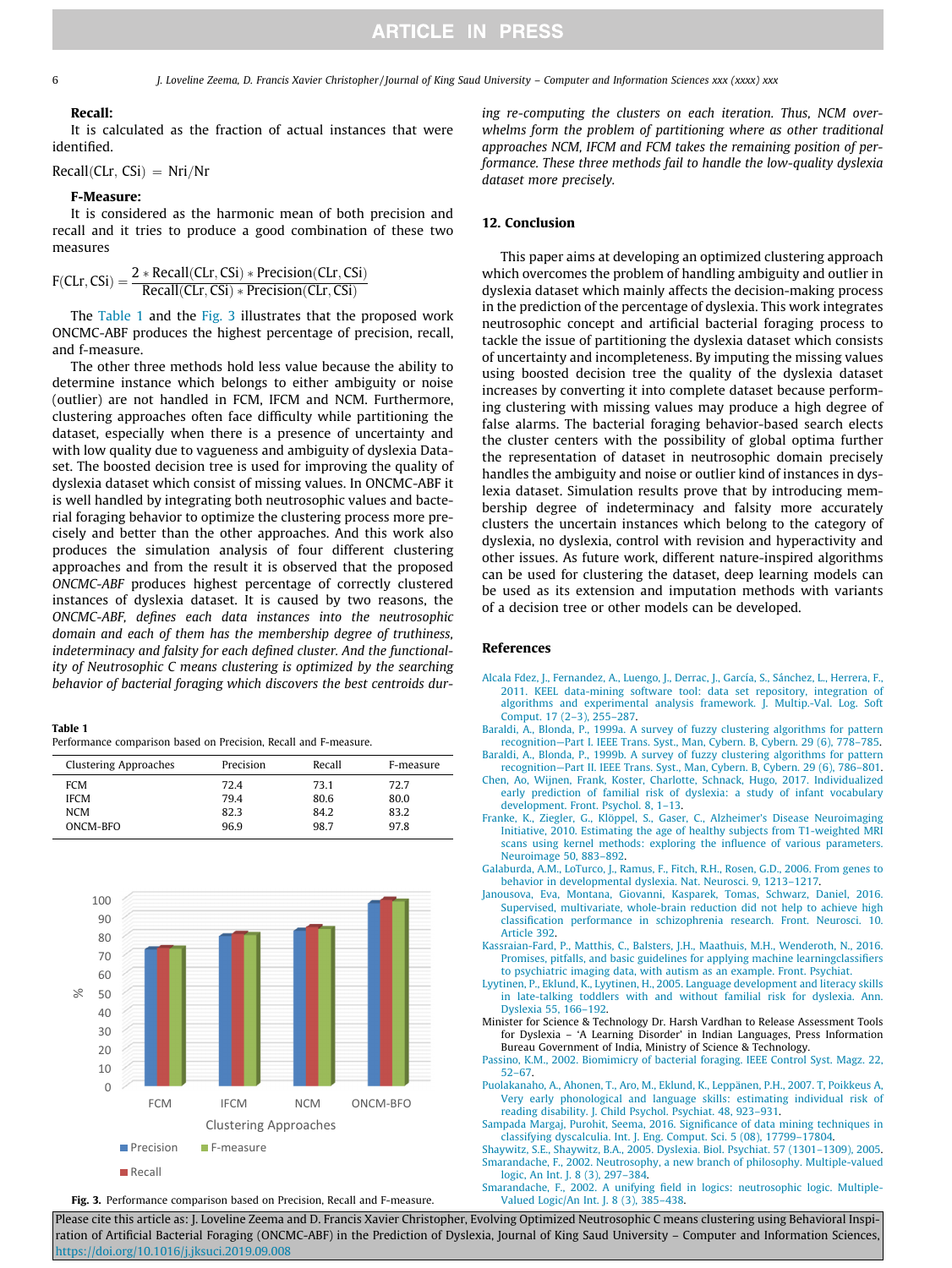**Recall:**

It is calculated as the fraction of actual instances that were identified.

$$\text{Recall}(\text{CLr}, \text{CSi}) = \text{Nri}/\text{Nr}$$

**F-Measure:**

It is considered as the harmonic mean of both precision and recall and it tries to produce a good combination of these two measures

$$\text{F}(\text{CLr}, \text{CSi}) = \frac{2 * \text{Recall}(\text{CLr}, \text{CSi}) * \text{Precision}(\text{CLr}, \text{CSi})}{\text{Recall}(\text{CLr}, \text{CSi}) * \text{Precision}(\text{CLr}, \text{CSi})}$$

The Table 1 and the Fig. 3 illustrates that the proposed work ONCMC-ABF produces the highest percentage of precision, recall, and f-measure.

The other three methods hold less value because the ability to determine instance which belongs to either ambiguity or noise (outlier) are not handled in FCM, IFCM and NCM. Furthermore, clustering approaches often face difficulty while partitioning the dataset, especially when there is a presence of uncertainty and with low quality due to vagueness and ambiguity of dyslexia Dataset. The boosted decision tree is used for improving the quality of dyslexia dataset which consist of missing values. In ONCMC-ABF it is well handled by integrating both neutrosophic values and bacterial foraging behavior to optimize the clustering process more precisely and better than the other approaches. And this work also produces the simulation analysis of four different clustering approaches and from the result it is observed that the proposed *ONCMC-ABF* produces highest percentage of correctly clustered instances of dyslexia dataset. It is caused by two reasons, the *ONCMC-ABF, defines each data instances into the neutrosophic domain and each of them has the membership degree of truthiness, indeterminacy and falsity for each defined cluster. And the functionality of Neutrosophic C means clustering is optimized by the searching behavior of bacterial foraging which discovers the best centroids during re-computing the clusters on each iteration. Thus, NCM overwhelms form the problem of partitioning where as other traditional approaches NCM, IFCM and FCM takes the remaining position of performance. These three methods fail to handle the low-quality dyslexia dataset more precisely.*

**Table 1**
Performance comparison based on Precision, Recall and F-measure.

| Clustering Approaches | Precision | Recall | F-measure |
|---|---|---|---|
| FCM | 72.4 | 73.1 | 72.7 |
| IFCM | 79.4 | 80.6 | 80.0 |
| NCM | 82.3 | 84.2 | 83.2 |
| ONCM-BFO | 96.9 | 98.7 | 97.8 |

100
90
80
70
60
50
40
30
20
10
0
%
FCM IFCM NCM ONCM-BFO
Clustering Approaches
Precision F-measure
Recall

**Fig. 3.** Performance comparison based on Precision, Recall and F-measure.

## 12. Conclusion

This paper aims at developing an optimized clustering approach which overcomes the problem of handling ambiguity and outlier in dyslexia dataset which mainly affects the decision-making process in the prediction of the percentage of dyslexia. This work integrates neutrosophic concept and artificial bacterial foraging process to tackle the issue of partitioning the dyslexia dataset which consists of uncertainty and incompleteness. By imputing the missing values using boosted decision tree the quality of the dyslexia dataset increases by converting it into complete dataset because performing clustering with missing values may produce a high degree of false alarms. The bacterial foraging behavior-based search elects the cluster centers with the possibility of global optima further the representation of dataset in neutrosophic domain precisely handles the ambiguity and noise or outlier kind of instances in dyslexia dataset. Simulation results prove that by introducing membership degree of indeterminacy and falsity more accurately clusters the uncertain instances which belong to the category of dyslexia, no dyslexia, control with revision and hyperactivity and other issues. As future work, different nature-inspired algorithms can be used for clustering the dataset, deep learning models can be used as its extension and imputation methods with variants of a decision tree or other models can be developed.

## References

Alcala Fdez, J., Fernandez, A., Luengo, J., Derrac, J., García, S., Sânchez, L., Herrera, F., 2011. KEEL data-mining software tool: data set repository, integration of algorithms and experimental analysis framework. J. Multip.-Val. Log. Soft Comput. 17 (2–3), 255–287.

Baraldi, A., Blonda, P., 1999a. A survey of fuzzy clustering algorithms for pattern recognition—Part I. IEEE Trans. Syst., Man, Cybern. B, Cybern. 29 (6), 778–785.

Baraldi, A., Blonda, P., 1999b. A survey of fuzzy clustering algorithms for pattern recognition—Part II. IEEE Trans. Syst., Man, Cybern. B, Cybern. 29 (6), 786–801.

Chen, Ao, Wijnen, Frank, Koster, Charlotte, Schnack, Hugo, 2017. Individualized early prediction of familial risk of dyslexia: a study of infant vocabulary development. Front. Psychol. 8, 1–13.

Franke, K., Ziegler, G., Klöppel, S., Gaser, C., Alzheimer's Disease Neuroimaging Initiative, 2010. Estimating the age of healthy subjects from T1-weighted MRI scans using kernel methods: exploring the influence of various parameters. Neuroimage 50, 883–892.

Galaburda, A.M., LoTurco, J., Ramus, F., Fitch, R.H., Rosen, G.D., 2006. From genes to behavior in developmental dyslexia. Nat. Neurosci. 9, 1213–1217.

Janousova, Eva, Montana, Giovanni, Kasparek, Tomas, Schwarz, Daniel, 2016. Supervised, multivariate, whole-brain reduction did not help to achieve high classification performance in schizophrenia research. Front. Neurosci. 10. Article 392.

Kassraian-Fard, P., Matthis, C., Balsters, J.H., Maathuis, M.H., Wenderoth, N., 2016. Promises, pitfalls, and basic guidelines for applying machine learningclassifiers to psychiatric imaging data, with autism as an example. Front. Psychiat.

Lyytinen, P., Eklund, K., Lyytinen, H., 2005. Language development and literacy skills in late-talking toddlers with and without familial risk for dyslexia. Ann. Dyslexia 55, 166–192.

Minister for Science & Technology Dr. Harsh Vardhan to Release Assessment Tools for Dyslexia – 'A Learning Disorder' in Indian Languages, Press Information Bureau Government of India, Ministry of Science & Technology.

Passino, K.M., 2002. Biomimicry of bacterial foraging. IEEE Control Syst. Magz. 22, 52–67.

Puolakanaho, A., Ahonen, T., Aro, M., Eklund, K., Leppänen, P.H., 2007. T, Poikkeus A, Very early phonological and language skills: estimating individual risk of reading disability. J. Child Psychol. Psychiat. 48, 923–931.

Sampada Margaj, Purohit, Seema, 2016. Significance of data mining techniques in classifying dyscalculia. Int. J. Eng. Comput. Sci. 5 (08), 17799–17804.

Shaywitz, S.E., Shaywitz, B.A., 2005. Dyslexia. Biol. Psychiat. 57 (1301–1309), 2005.

Smarandache, F., 2002. Neutrosophy, a new branch of philosophy. Multiple-valued logic, An Int. J. 8 (3), 297–384.

Smarandache, F., 2002. A unifying field in logics: neutrosophic logic. Multiple-Valued Logic/An Int. J. 8 (3), 385–438.

Please cite this article as: J. Loveline Zeema and D. Francis Xavier Christopher, Evolving Optimized Neutrosophic C means clustering using Behavioral Inspiration of Artificial Bacterial Foraging (ONCMC-ABF) in the Prediction of Dyslexia, Journal of King Saud University – Computer and Information Sciences, https://doi.org/10.1016/j.jksuci.2019.09.008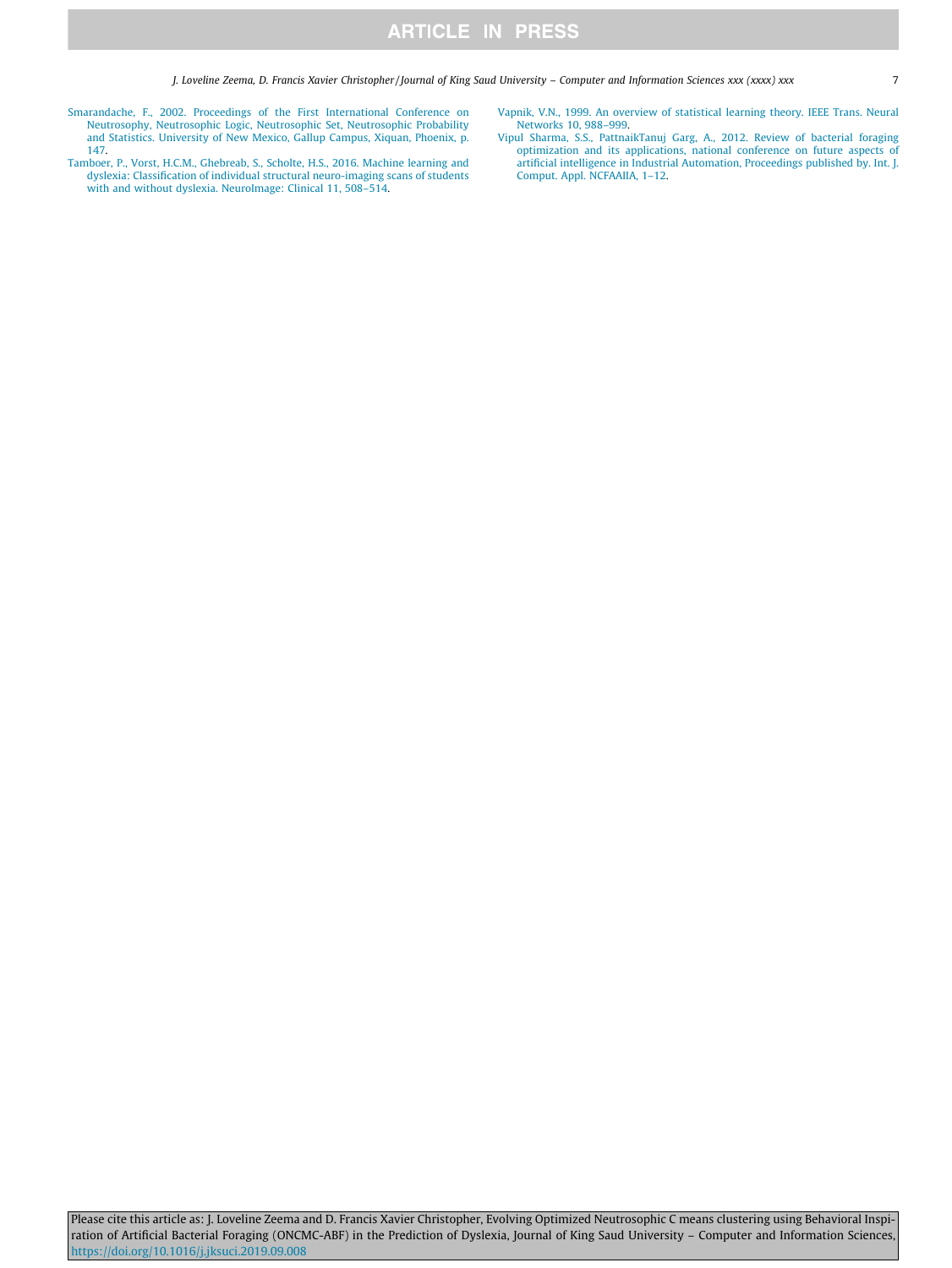Smarandache, F., 2002. Proceedings of the First International Conference on Neutrosophy, Neutrosophic Logic, Neutrosophic Set, Neutrosophic Probability and Statistics. University of New Mexico, Gallup Campus, Xiquan, Phoenix, p. 147.

Tamboer, P., Vorst, H.C.M., Ghebreab, S., Scholte, H.S., 2016. Machine learning and dyslexia: Classification of individual structural neuro-imaging scans of students with and without dyslexia. NeuroImage: Clinical 11, 508–514.

Vapnik, V.N., 1999. An overview of statistical learning theory. IEEE Trans. Neural Networks 10, 988–999.

Vipul Sharma, S.S., PattnaikTanuj Garg, A., 2012. Review of bacterial foraging optimization and its applications, national conference on future aspects of artificial intelligence in Industrial Automation, Proceedings published by. Int. J. Comput. Appl. NCFAAIIA, 1–12.